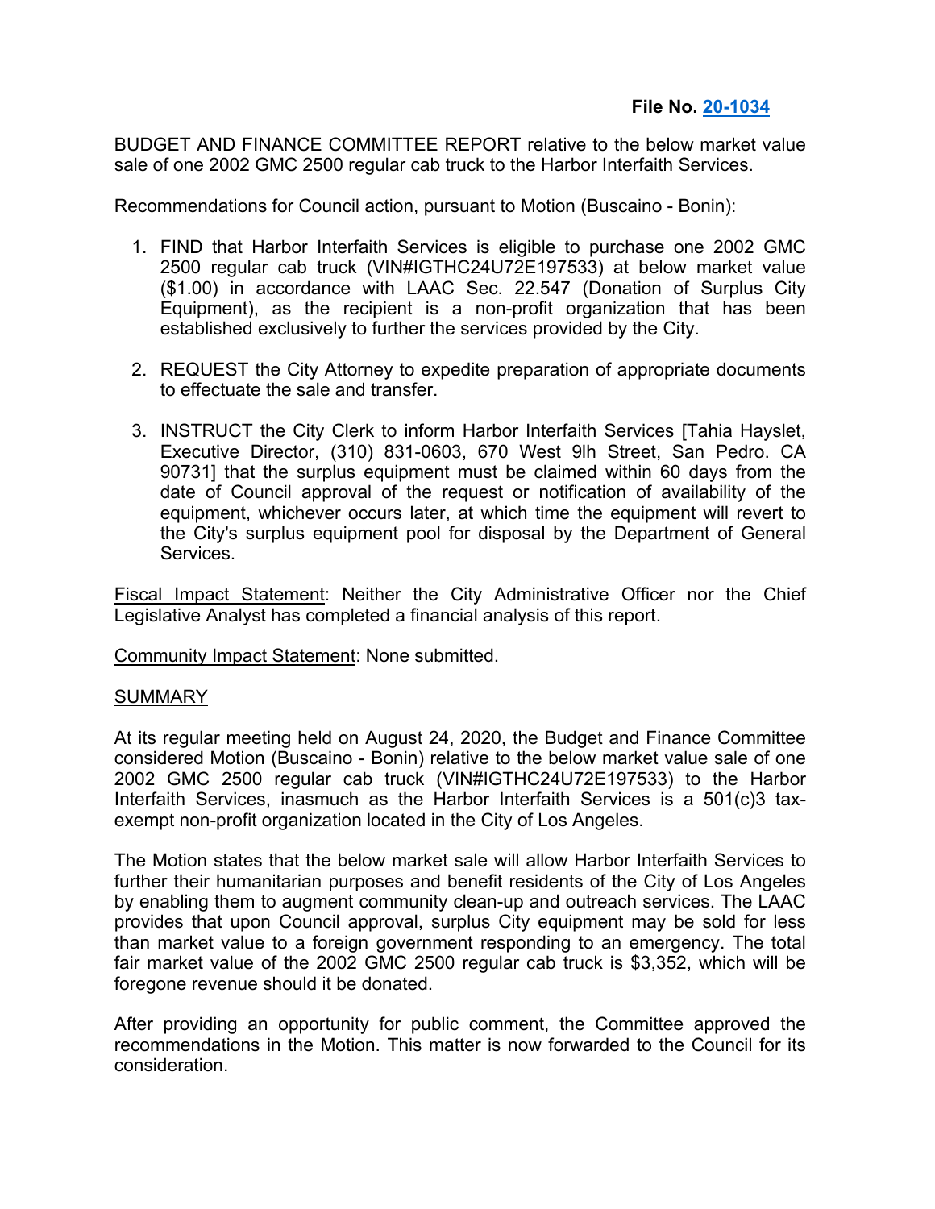**File No. 20-1034**

BUDGET AND FINANCE COMMITTEE REPORT relative to the below market value sale of one 2002 GMC 2500 regular cab truck to the Harbor Interfaith Services.

Recommendations for Council action, pursuant to Motion (Buscaino - Bonin):

1. FIND that Harbor Interfaith Services is eligible to purchase one 2002 GMC 2500 regular cab truck (VIN#IGTHC24U72E197533) at below market value ($1.00) in accordance with LAAC Sec. 22.547 (Donation of Surplus City Equipment), as the recipient is a non-profit organization that has been established exclusively to further the services provided by the City.

2. REQUEST the City Attorney to expedite preparation of appropriate documents to effectuate the sale and transfer.

3. INSTRUCT the City Clerk to inform Harbor Interfaith Services [Tahia Hayslet, Executive Director, (310) 831-0603, 670 West 9lh Street, San Pedro. CA 90731] that the surplus equipment must be claimed within 60 days from the date of Council approval of the request or notification of availability of the equipment, whichever occurs later, at which time the equipment will revert to the City's surplus equipment pool for disposal by the Department of General Services.

Fiscal Impact Statement: Neither the City Administrative Officer nor the Chief Legislative Analyst has completed a financial analysis of this report.

Community Impact Statement: None submitted.

SUMMARY

At its regular meeting held on August 24, 2020, the Budget and Finance Committee considered Motion (Buscaino - Bonin) relative to the below market value sale of one 2002 GMC 2500 regular cab truck (VIN#IGTHC24U72E197533) to the Harbor Interfaith Services, inasmuch as the Harbor Interfaith Services is a 501(c)3 tax-exempt non-profit organization located in the City of Los Angeles.

The Motion states that the below market sale will allow Harbor Interfaith Services to further their humanitarian purposes and benefit residents of the City of Los Angeles by enabling them to augment community clean-up and outreach services. The LAAC provides that upon Council approval, surplus City equipment may be sold for less than market value to a foreign government responding to an emergency. The total fair market value of the 2002 GMC 2500 regular cab truck is $3,352, which will be foregone revenue should it be donated.

After providing an opportunity for public comment, the Committee approved the recommendations in the Motion. This matter is now forwarded to the Council for its consideration.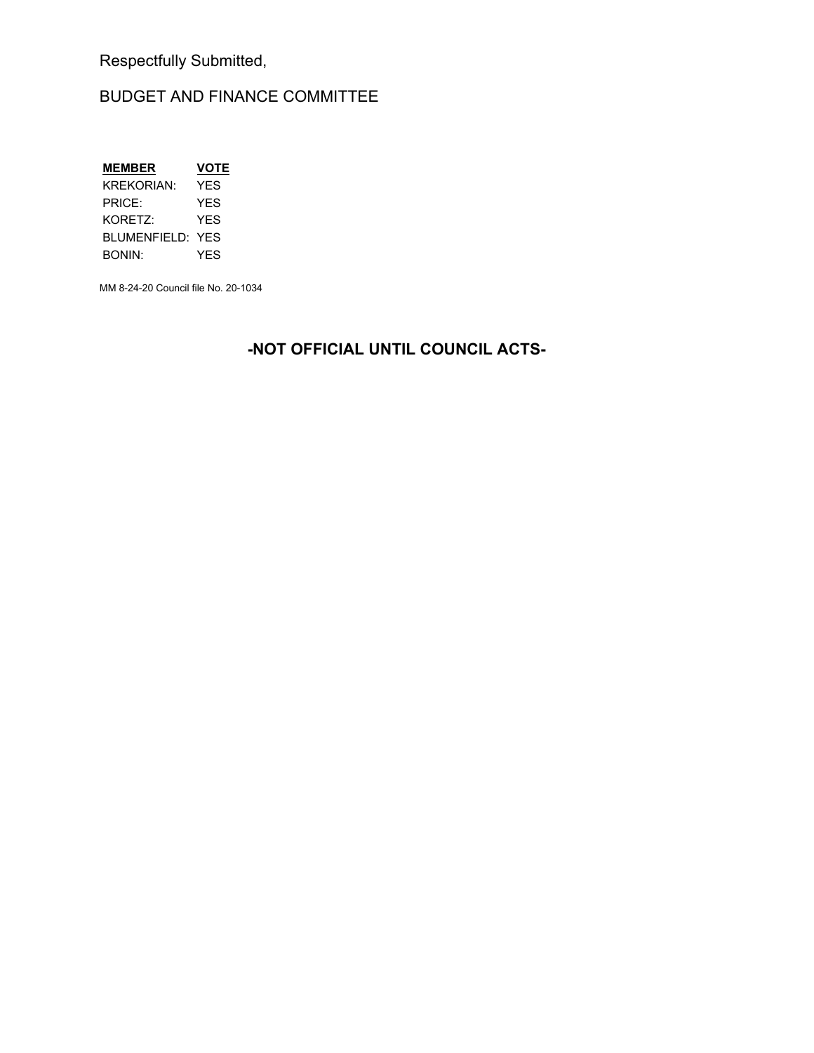Respectfully Submitted,

BUDGET AND FINANCE COMMITTEE

| MEMBER | VOTE |
|---|---|
| KREKORIAN: | YES |
| PRICE: | YES |
| KORETZ: | YES |
| BLUMENFIELD: | YES |
| BONIN: | YES |

MM 8-24-20 Council file No. 20-1034

**-NOT OFFICIAL UNTIL COUNCIL ACTS-**